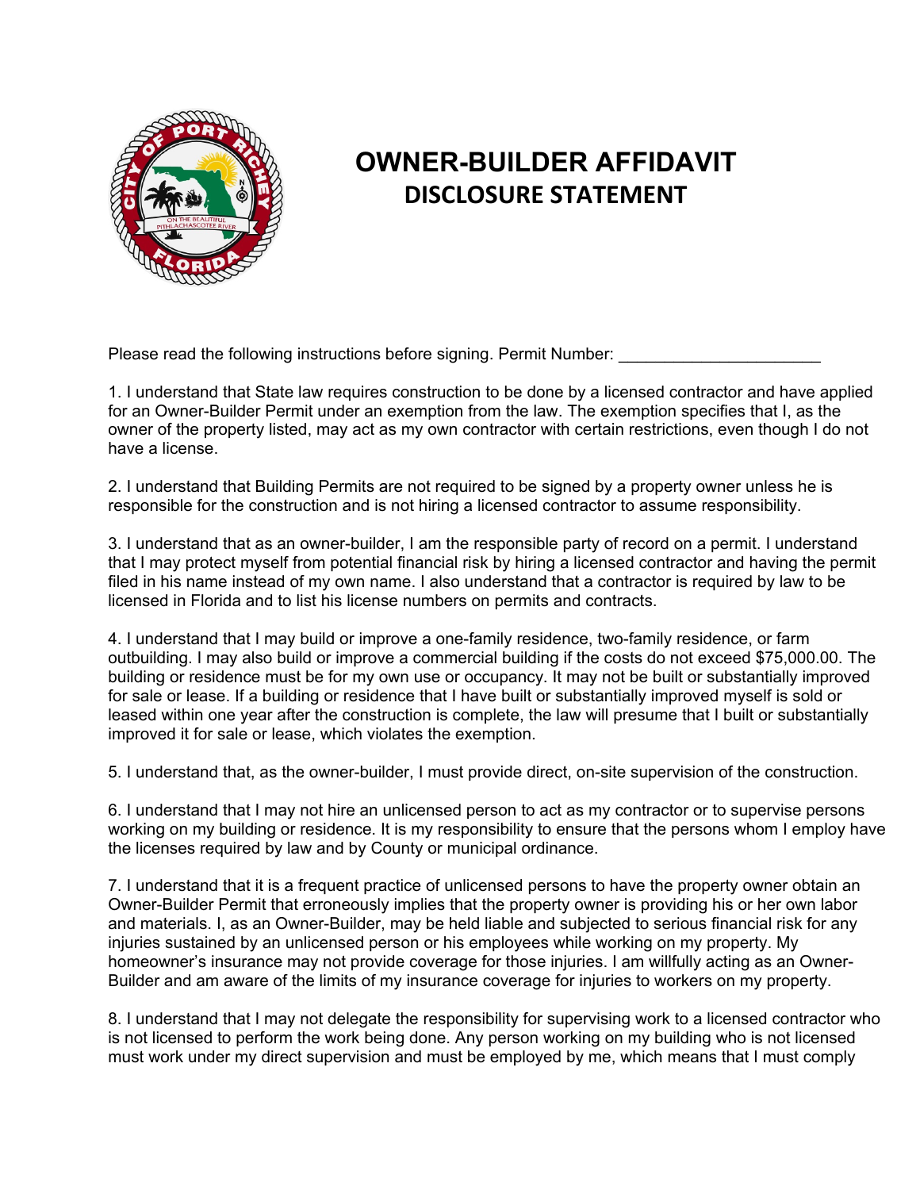# OWNER-BUILDER AFFIDAVIT

## DISCLOSURE STATEMENT

Please read the following instructions before signing. Permit Number: ______________________

1. I understand that State law requires construction to be done by a licensed contractor and have applied for an Owner-Builder Permit under an exemption from the law. The exemption specifies that I, as the owner of the property listed, may act as my own contractor with certain restrictions, even though I do not have a license.

2. I understand that Building Permits are not required to be signed by a property owner unless he is responsible for the construction and is not hiring a licensed contractor to assume responsibility.

3. I understand that as an owner-builder, I am the responsible party of record on a permit. I understand that I may protect myself from potential financial risk by hiring a licensed contractor and having the permit filed in his name instead of my own name. I also understand that a contractor is required by law to be licensed in Florida and to list his license numbers on permits and contracts.

4. I understand that I may build or improve a one-family residence, two-family residence, or farm outbuilding. I may also build or improve a commercial building if the costs do not exceed $75,000.00. The building or residence must be for my own use or occupancy. It may not be built or substantially improved for sale or lease. If a building or residence that I have built or substantially improved myself is sold or leased within one year after the construction is complete, the law will presume that I built or substantially improved it for sale or lease, which violates the exemption.

5. I understand that, as the owner-builder, I must provide direct, on-site supervision of the construction.

6. I understand that I may not hire an unlicensed person to act as my contractor or to supervise persons working on my building or residence. It is my responsibility to ensure that the persons whom I employ have the licenses required by law and by County or municipal ordinance.

7. I understand that it is a frequent practice of unlicensed persons to have the property owner obtain an Owner-Builder Permit that erroneously implies that the property owner is providing his or her own labor and materials. I, as an Owner-Builder, may be held liable and subjected to serious financial risk for any injuries sustained by an unlicensed person or his employees while working on my property. My homeowner's insurance may not provide coverage for those injuries. I am willfully acting as an Owner-Builder and am aware of the limits of my insurance coverage for injuries to workers on my property.

8. I understand that I may not delegate the responsibility for supervising work to a licensed contractor who is not licensed to perform the work being done. Any person working on my building who is not licensed must work under my direct supervision and must be employed by me, which means that I must comply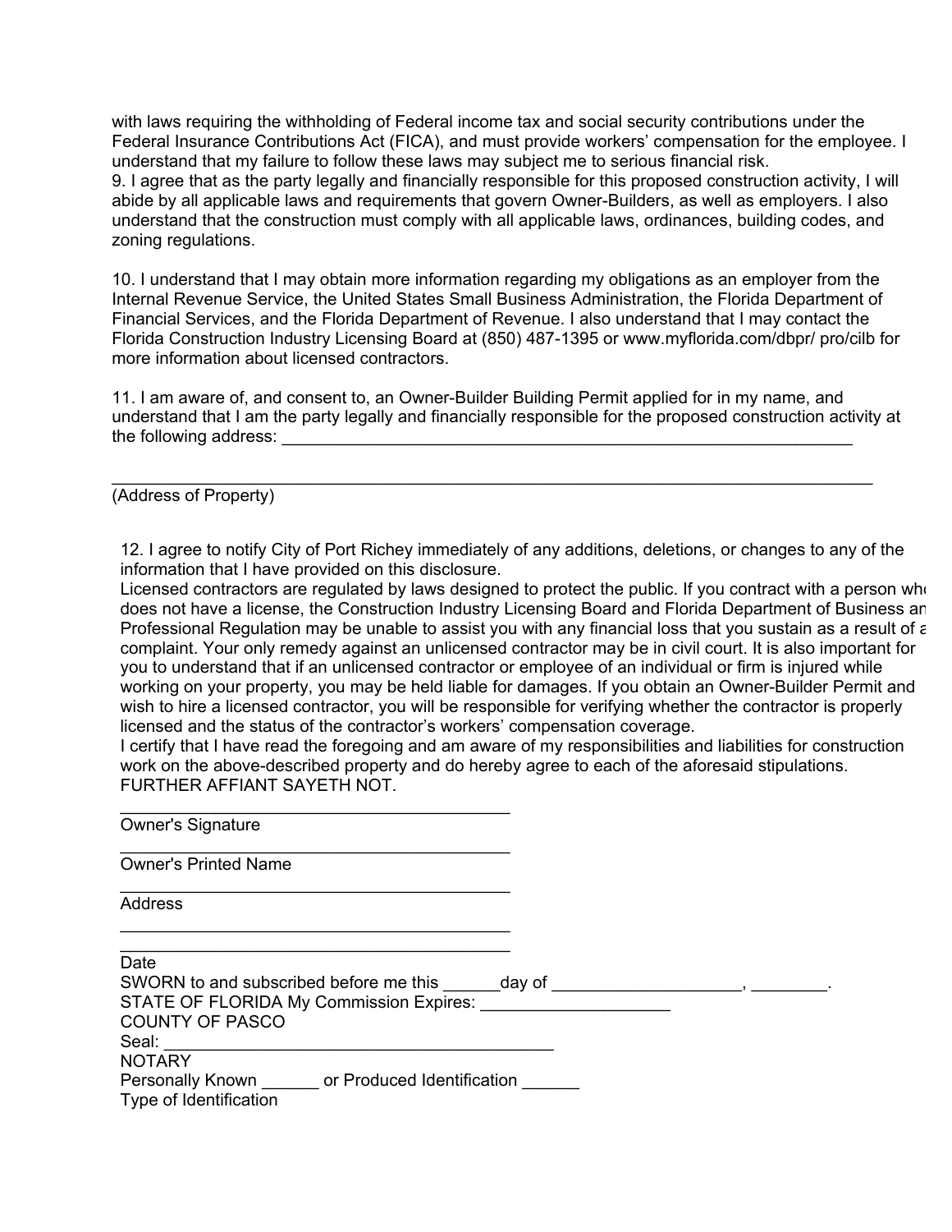with laws requiring the withholding of Federal income tax and social security contributions under the Federal Insurance Contributions Act (FICA), and must provide workers' compensation for the employee. I understand that my failure to follow these laws may subject me to serious financial risk.

9. I agree that as the party legally and financially responsible for this proposed construction activity, I will abide by all applicable laws and requirements that govern Owner-Builders, as well as employers. I also understand that the construction must comply with all applicable laws, ordinances, building codes, and zoning regulations.

10. I understand that I may obtain more information regarding my obligations as an employer from the Internal Revenue Service, the United States Small Business Administration, the Florida Department of Financial Services, and the Florida Department of Revenue. I also understand that I may contact the Florida Construction Industry Licensing Board at (850) 487-1395 or www.myflorida.com/dbpr/ pro/cilb for more information about licensed contractors.

11. I am aware of, and consent to, an Owner-Builder Building Permit applied for in my name, and understand that I am the party legally and financially responsible for the proposed construction activity at the following address: _______________________________________________________________

_______________________________________________________________________________

(Address of Property)

12. I agree to notify City of Port Richey immediately of any additions, deletions, or changes to any of the information that I have provided on this disclosure.

Licensed contractors are regulated by laws designed to protect the public. If you contract with a person who does not have a license, the Construction Industry Licensing Board and Florida Department of Business and Professional Regulation may be unable to assist you with any financial loss that you sustain as a result of a complaint. Your only remedy against an unlicensed contractor may be in civil court. It is also important for you to understand that if an unlicensed contractor or employee of an individual or firm is injured while working on your property, you may be held liable for damages. If you obtain an Owner-Builder Permit and wish to hire a licensed contractor, you will be responsible for verifying whether the contractor is properly licensed and the status of the contractor's workers' compensation coverage.

I certify that I have read the foregoing and am aware of my responsibilities and liabilities for construction work on the above-described property and do hereby agree to each of the aforesaid stipulations.

FURTHER AFFIANT SAYETH NOT.

__________________________________________

Owner's Signature

__________________________________________

Owner's Printed Name

__________________________________________

Address

__________________________________________

__________________________________________

Date

SWORN to and subscribed before me this ______day of ____________________, ________.

STATE OF FLORIDA My Commission Expires: ____________________

COUNTY OF PASCO

Seal: __________________________________________

NOTARY

Personally Known ______ or Produced Identification ______

Type of Identification